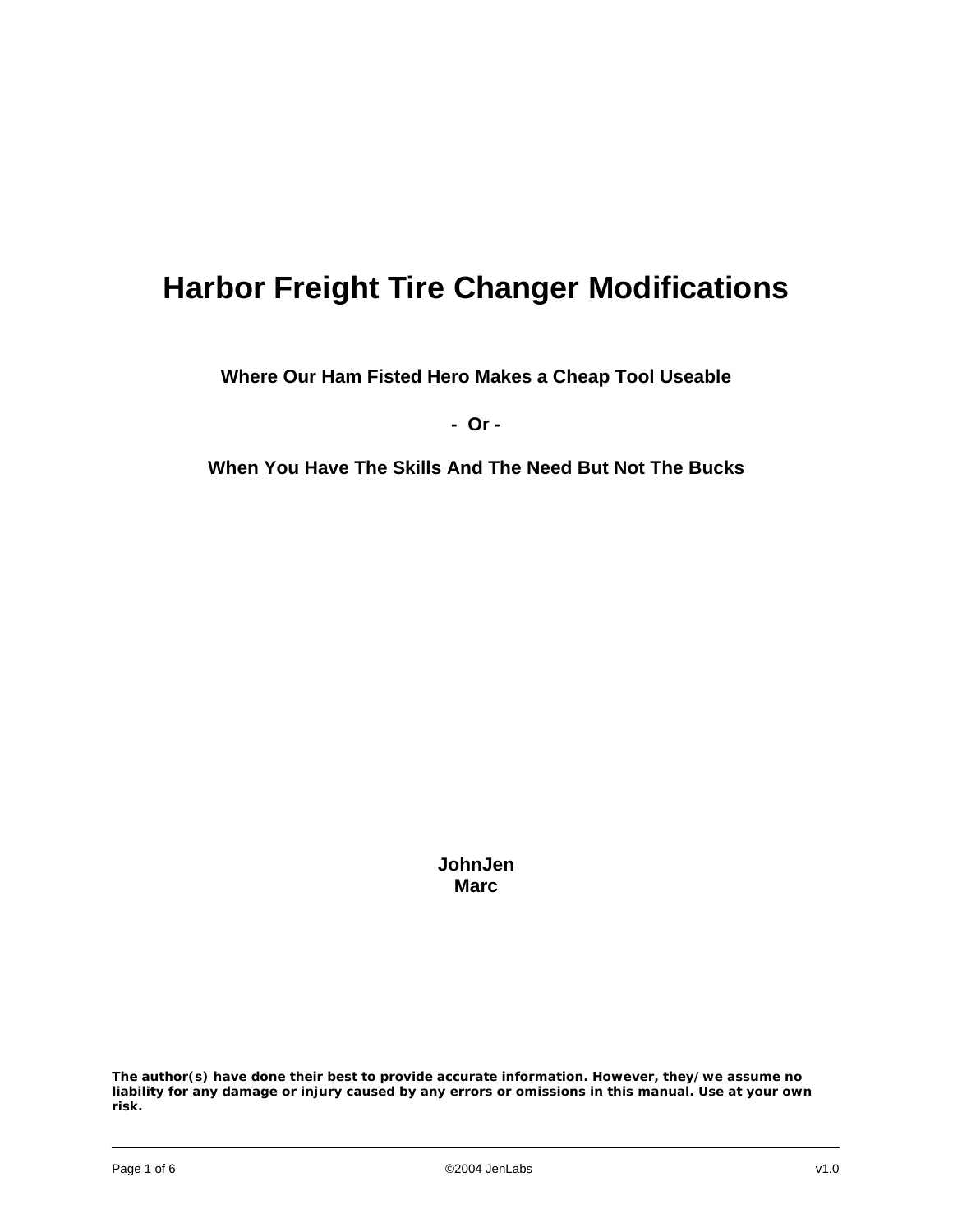# Harbor Freight Tire Changer Modifications

**Where Our Ham Fisted Hero Makes a Cheap Tool Useable**

**- Or -**

**When You Have The Skills And The Need But Not The Bucks**

**JohnJen**
**Marc**

**The author(s) have done their best to provide accurate information. However, they/we assume no liability for any damage or injury caused by any errors or omissions in this manual. Use at your own risk.**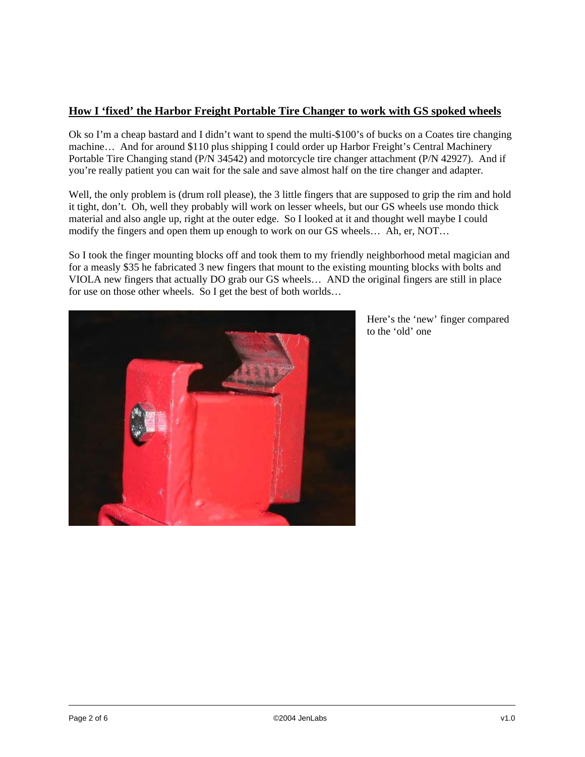## How I 'fixed' the Harbor Freight Portable Tire Changer to work with GS spoked wheels

Ok so I'm a cheap bastard and I didn't want to spend the multi-$100's of bucks on a Coates tire changing machine… And for around $110 plus shipping I could order up Harbor Freight's Central Machinery Portable Tire Changing stand (P/N 34542) and motorcycle tire changer attachment (P/N 42927). And if you're really patient you can wait for the sale and save almost half on the tire changer and adapter.

Well, the only problem is (drum roll please), the 3 little fingers that are supposed to grip the rim and hold it tight, don't. Oh, well they probably will work on lesser wheels, but our GS wheels use mondo thick material and also angle up, right at the outer edge. So I looked at it and thought well maybe I could modify the fingers and open them up enough to work on our GS wheels… Ah, er, NOT…

So I took the finger mounting blocks off and took them to my friendly neighborhood metal magician and for a measly $35 he fabricated 3 new fingers that mount to the existing mounting blocks with bolts and VIOLA new fingers that actually DO grab our GS wheels… AND the original fingers are still in place for use on those other wheels. So I get the best of both worlds…

Here's the 'new' finger compared to the 'old' one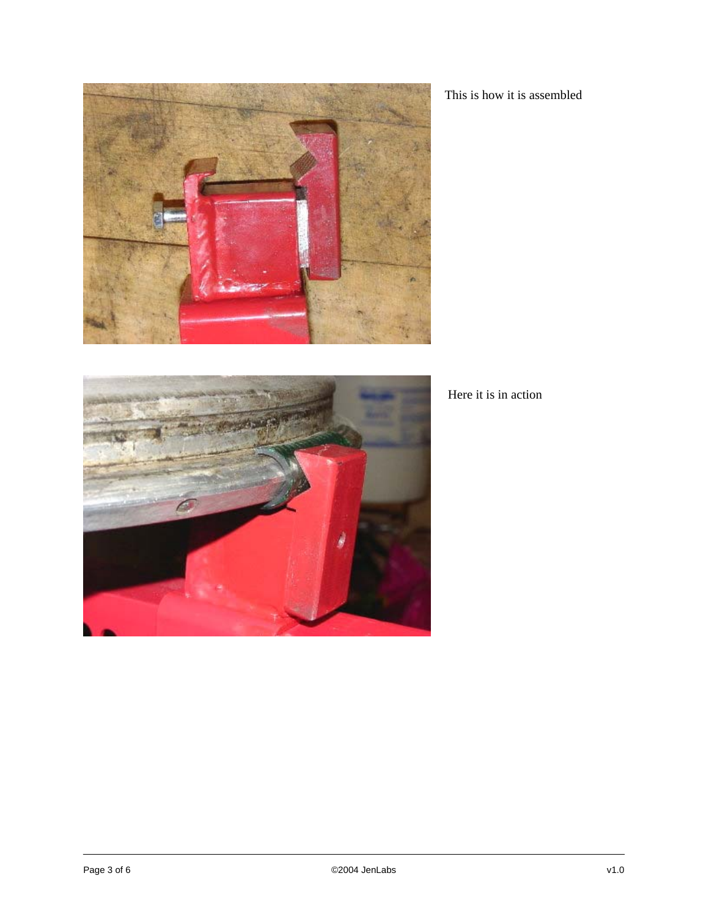This is how it is assembled

Here it is in action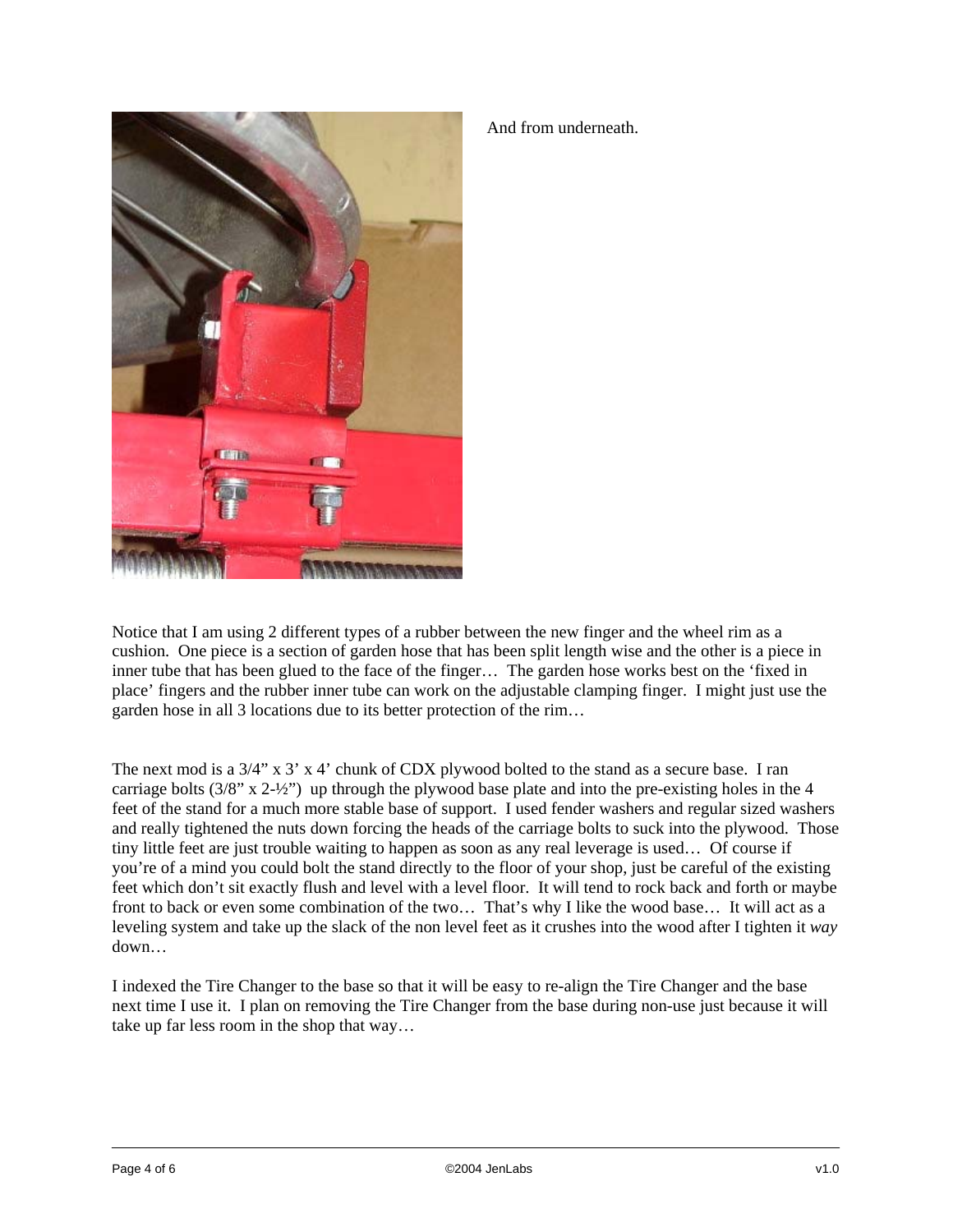And from underneath.

Notice that I am using 2 different types of a rubber between the new finger and the wheel rim as a cushion. One piece is a section of garden hose that has been split length wise and the other is a piece in inner tube that has been glued to the face of the finger… The garden hose works best on the 'fixed in place' fingers and the rubber inner tube can work on the adjustable clamping finger. I might just use the garden hose in all 3 locations due to its better protection of the rim…

The next mod is a 3/4" x 3' x 4' chunk of CDX plywood bolted to the stand as a secure base. I ran carriage bolts (3/8" x 2-½") up through the plywood base plate and into the pre-existing holes in the 4 feet of the stand for a much more stable base of support. I used fender washers and regular sized washers and really tightened the nuts down forcing the heads of the carriage bolts to suck into the plywood. Those tiny little feet are just trouble waiting to happen as soon as any real leverage is used… Of course if you're of a mind you could bolt the stand directly to the floor of your shop, just be careful of the existing feet which don't sit exactly flush and level with a level floor. It will tend to rock back and forth or maybe front to back or even some combination of the two… That's why I like the wood base… It will act as a leveling system and take up the slack of the non level feet as it crushes into the wood after I tighten it *way* down…

I indexed the Tire Changer to the base so that it will be easy to re-align the Tire Changer and the base next time I use it. I plan on removing the Tire Changer from the base during non-use just because it will take up far less room in the shop that way…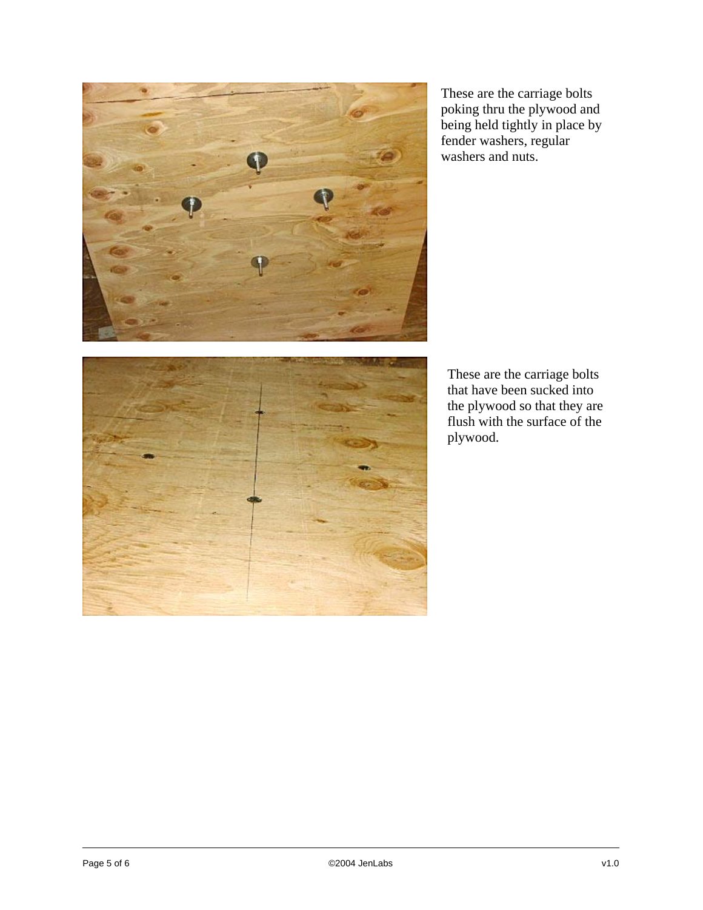These are the carriage bolts poking thru the plywood and being held tightly in place by fender washers, regular washers and nuts.

These are the carriage bolts that have been sucked into the plywood so that they are flush with the surface of the plywood.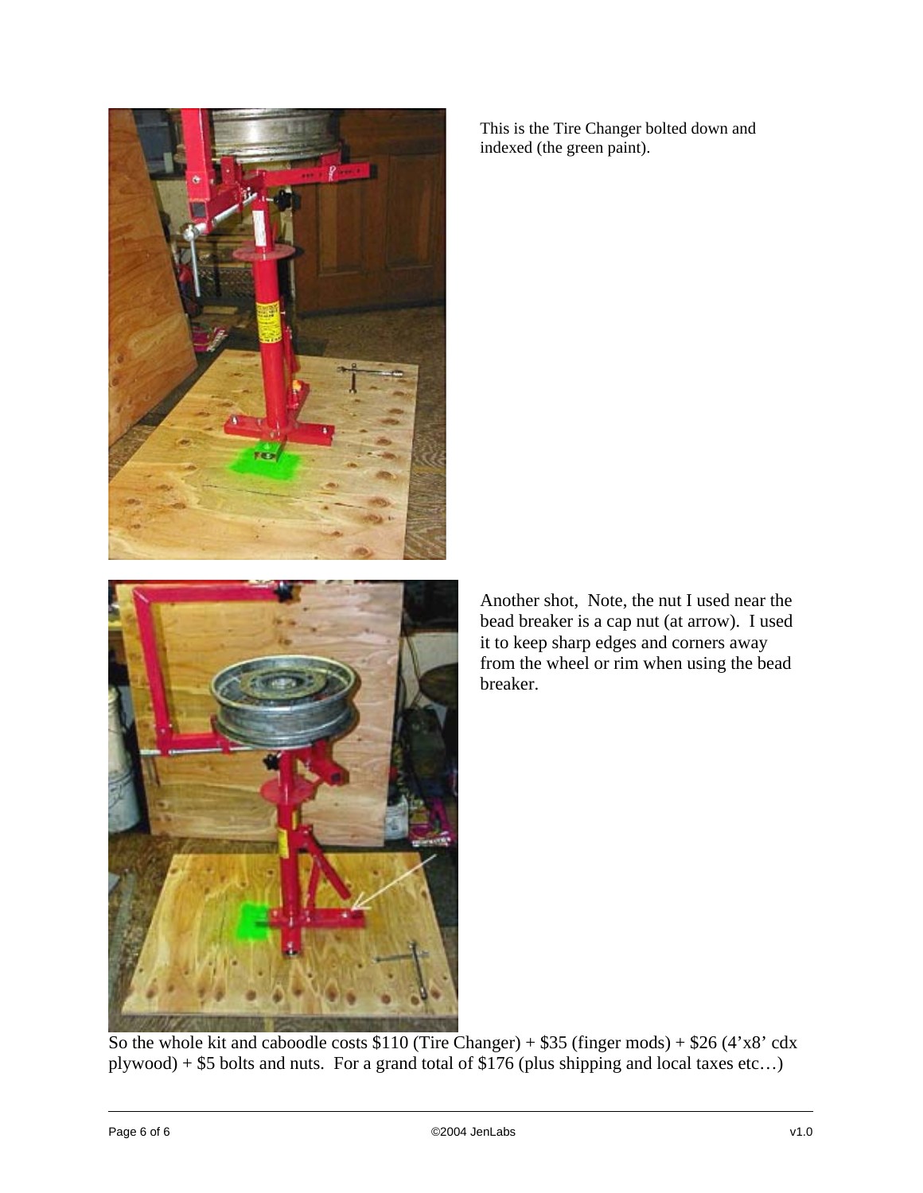This is the Tire Changer bolted down and indexed (the green paint).

Another shot, Note, the nut I used near the bead breaker is a cap nut (at arrow). I used it to keep sharp edges and corners away from the wheel or rim when using the bead breaker.

So the whole kit and caboodle costs $110 (Tire Changer) + $35 (finger mods) + $26 (4'x8' cdx plywood) + $5 bolts and nuts. For a grand total of $176 (plus shipping and local taxes etc…)